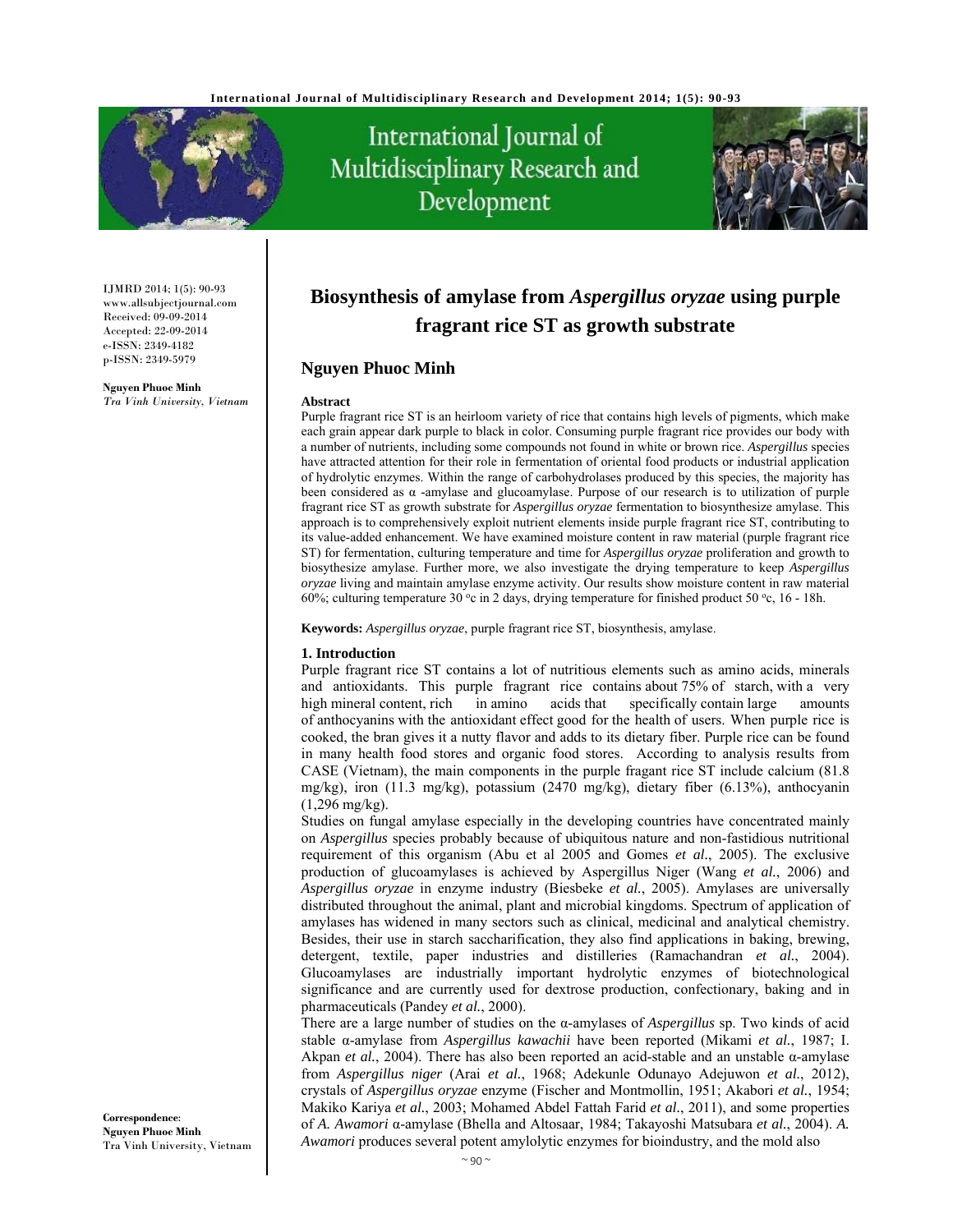IJMRD 2014; 1(5): 90-93
www.allsubjectjournal.com
Received: 09-09-2014
Accepted: 22-09-2014
e-ISSN: 2349-4182
p-ISSN: 2349-5979

**Nguyen Phuoc Minh**
*Tra Vinh University, Vietnam*

# Biosynthesis of amylase from *Aspergillus oryzae* using purple fragrant rice ST as growth substrate

## Nguyen Phuoc Minh

**Abstract**

Purple fragrant rice ST is an heirloom variety of rice that contains high levels of pigments, which make each grain appear dark purple to black in color. Consuming purple fragrant rice provides our body with a number of nutrients, including some compounds not found in white or brown rice. *Aspergillus* species have attracted attention for their role in fermentation of oriental food products or industrial application of hydrolytic enzymes. Within the range of carbohydrolases produced by this species, the majority has been considered as α -amylase and glucoamylase. Purpose of our research is to utilization of purple fragrant rice ST as growth substrate for *Aspergillus oryzae* fermentation to biosynthesize amylase. This approach is to comprehensively exploit nutrient elements inside purple fragrant rice ST, contributing to its value-added enhancement. We have examined moisture content in raw material (purple fragrant rice ST) for fermentation, culturing temperature and time for *Aspergillus oryzae* proliferation and growth to biosythesize amylase. Further more, we also investigate the drying temperature to keep *Aspergillus oryzae* living and maintain amylase enzyme activity. Our results show moisture content in raw material 60%; culturing temperature 30 °c in 2 days, drying temperature for finished product 50 °c, 16 - 18h.

**Keywords:** *Aspergillus oryzae*, purple fragrant rice ST, biosynthesis, amylase.

### 1. Introduction

Purple fragrant rice ST contains a lot of nutritious elements such as amino acids, minerals and antioxidants. This purple fragrant rice contains about 75% of starch, with a very high mineral content, rich in amino acids that specifically contain large amounts of anthocyanins with the antioxidant effect good for the health of users. When purple rice is cooked, the bran gives it a nutty flavor and adds to its dietary fiber. Purple rice can be found in many health food stores and organic food stores. According to analysis results from CASE (Vietnam), the main components in the purple fagrant rice ST include calcium (81.8 mg/kg), iron (11.3 mg/kg), potassium (2470 mg/kg), dietary fiber (6.13%), anthocyanin (1,296 mg/kg).

Studies on fungal amylase especially in the developing countries have concentrated mainly on *Aspergillus* species probably because of ubiquitous nature and non-fastidious nutritional requirement of this organism (Abu et al 2005 and Gomes *et al.*, 2005). The exclusive production of glucoamylases is achieved by Aspergillus Niger (Wang *et al.*, 2006) and *Aspergillus oryzae* in enzyme industry (Biesbeke *et al.*, 2005). Amylases are universally distributed throughout the animal, plant and microbial kingdoms. Spectrum of application of amylases has widened in many sectors such as clinical, medicinal and analytical chemistry. Besides, their use in starch saccharification, they also find applications in baking, brewing, detergent, textile, paper industries and distilleries (Ramachandran *et al.*, 2004). Glucoamylases are industrially important hydrolytic enzymes of biotechnological significance and are currently used for dextrose production, confectionary, baking and in pharmaceuticals (Pandey *et al.*, 2000).

There are a large number of studies on the α-amylases of *Aspergillus* sp. Two kinds of acid stable α-amylase from *Aspergillus kawachii* have been reported (Mikami *et al.*, 1987; I. Akpan *et al.*, 2004). There has also been reported an acid-stable and an unstable α-amylase from *Aspergillus niger* (Arai *et al.*, 1968; Adekunle Odunayo Adejuwon *et al.*, 2012), crystals of *Aspergillus oryzae* enzyme (Fischer and Montmollin, 1951; Akabori *et al.*, 1954; Makiko Kariya *et al.*, 2003; Mohamed Abdel Fattah Farid *et al.*, 2011), and some properties of *A. Awamori* α-amylase (Bhella and Altosaar, 1984; Takayoshi Matsubara *et al.*, 2004). *A. Awamori* produces several potent amylolytic enzymes for bioindustry, and the mold also

**Correspondence:**
**Nguyen Phuoc Minh**
Tra Vinh University, Vietnam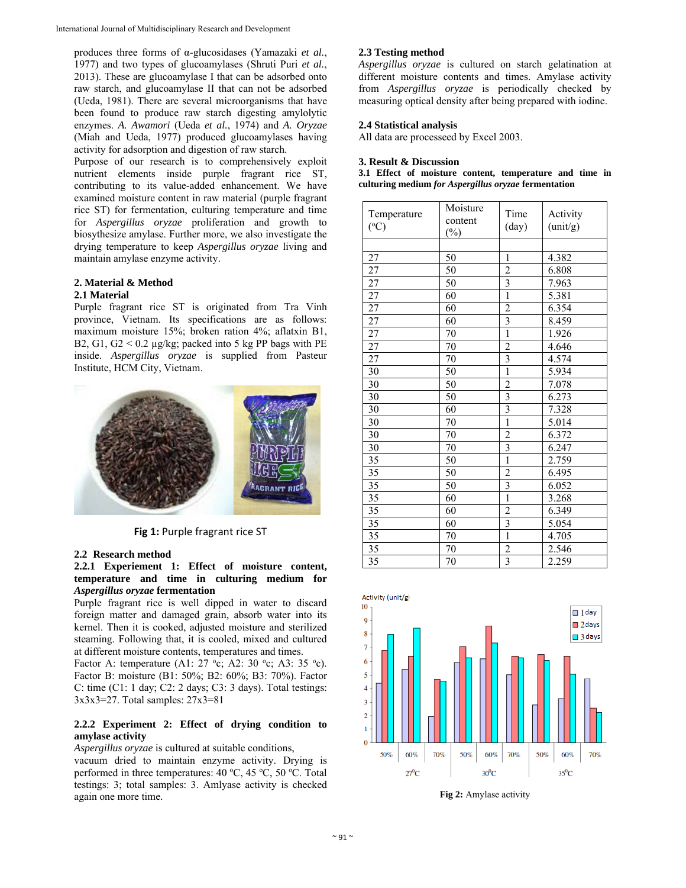produces three forms of α-glucosidases (Yamazaki *et al.*, 1977) and two types of glucoamylases (Shruti Puri *et al.*, 2013). These are glucoamylase I that can be adsorbed onto raw starch, and glucoamylase II that can not be adsorbed (Ueda, 1981). There are several microorganisms that have been found to produce raw starch digesting amylolytic enzymes. *A. Awamori* (Ueda *et al.*, 1974) and *A. Oryzae* (Miah and Ueda, 1977) produced glucoamylases having activity for adsorption and digestion of raw starch.

Purpose of our research is to comprehensively exploit nutrient elements inside purple fragrant rice ST, contributing to its value-added enhancement. We have examined moisture content in raw material (purple fragrant rice ST) for fermentation, culturing temperature and time for *Aspergillus oryzae* proliferation and growth to biosythesize amylase. Further more, we also investigate the drying temperature to keep *Aspergillus oryzae* living and maintain amylase enzyme activity.

## 2. Material & Method

### 2.1 Material

Purple fragrant rice ST is originated from Tra Vinh province, Vietnam. Its specifications are as follows: maximum moisture 15%; broken ration 4%; aflatxin B1, B2, G1, G2 < 0.2 µg/kg; packed into 5 kg PP bags with PE inside. *Aspergillus oryzae* is supplied from Pasteur Institute, HCM City, Vietnam.

**Fig 1:** Purple fragrant rice ST

### 2.2 Research method

#### 2.2.1 Experiement 1: Effect of moisture content, temperature and time in culturing medium for *Aspergillus oryzae* fermentation

Purple fragrant rice is well dipped in water to discard foreign matter and damaged grain, absorb water into its kernel. Then it is cooked, adjusted moisture and sterilized steaming. Following that, it is cooled, mixed and cultured at different moisture contents, temperatures and times.

Factor A: temperature (A1: 27 $^oc$; A2: 30 $^oc$; A3: 35 $^oc$). Factor B: moisture (B1: 50%; B2: 60%; B3: 70%). Factor C: time (C1: 1 day; C2: 2 days; C3: 3 days). Total testings: 3x3x3=27. Total samples: 27x3=81

#### 2.2.2 Experiment 2: Effect of drying condition to amylase activity

*Aspergillus oryzae* is cultured at suitable conditions, vacuum dried to maintain enzyme activity. Drying is performed in three temperatures: 40 $^oC$, 45 $^oC$, 50 $^oC$. Total testings: 3; total samples: 3. Amlyase activity is checked again one more time.

### 2.3 Testing method

*Aspergillus oryzae* is cultured on starch gelatination at different moisture contents and times. Amylase activity from *Aspergillus oryzae* is periodically checked by measuring optical density after being prepared with iodine.

### 2.4 Statistical analysis

All data are processeed by Excel 2003.

## 3. Result & Discussion

### 3.1 Effect of moisture content, temperature and time in culturing medium *for Aspergillus oryzae* fermentation

| Temperature ($^oC$) | Moisture content (%) | Time (day) | Activity (unit/g) |
|---|---|---|---|
| | | | |
| 27 | 50 | 1 | 4.382 |
| 27 | 50 | 2 | 6.808 |
| 27 | 50 | 3 | 7.963 |
| 27 | 60 | 1 | 5.381 |
| 27 | 60 | 2 | 6.354 |
| 27 | 60 | 3 | 8.459 |
| 27 | 70 | 1 | 1.926 |
| 27 | 70 | 2 | 4.646 |
| 27 | 70 | 3 | 4.574 |
| 30 | 50 | 1 | 5.934 |
| 30 | 50 | 2 | 7.078 |
| 30 | 50 | 3 | 6.273 |
| 30 | 60 | 3 | 7.328 |
| 30 | 70 | 1 | 5.014 |
| 30 | 70 | 2 | 6.372 |
| 30 | 70 | 3 | 6.247 |
| 35 | 50 | 1 | 2.759 |
| 35 | 50 | 2 | 6.495 |
| 35 | 50 | 3 | 6.052 |
| 35 | 60 | 1 | 3.268 |
| 35 | 60 | 2 | 6.349 |
| 35 | 60 | 3 | 5.054 |
| 35 | 70 | 1 | 4.705 |
| 35 | 70 | 2 | 2.546 |
| 35 | 70 | 3 | 2.259 |

**Fig 2:** Amylase activity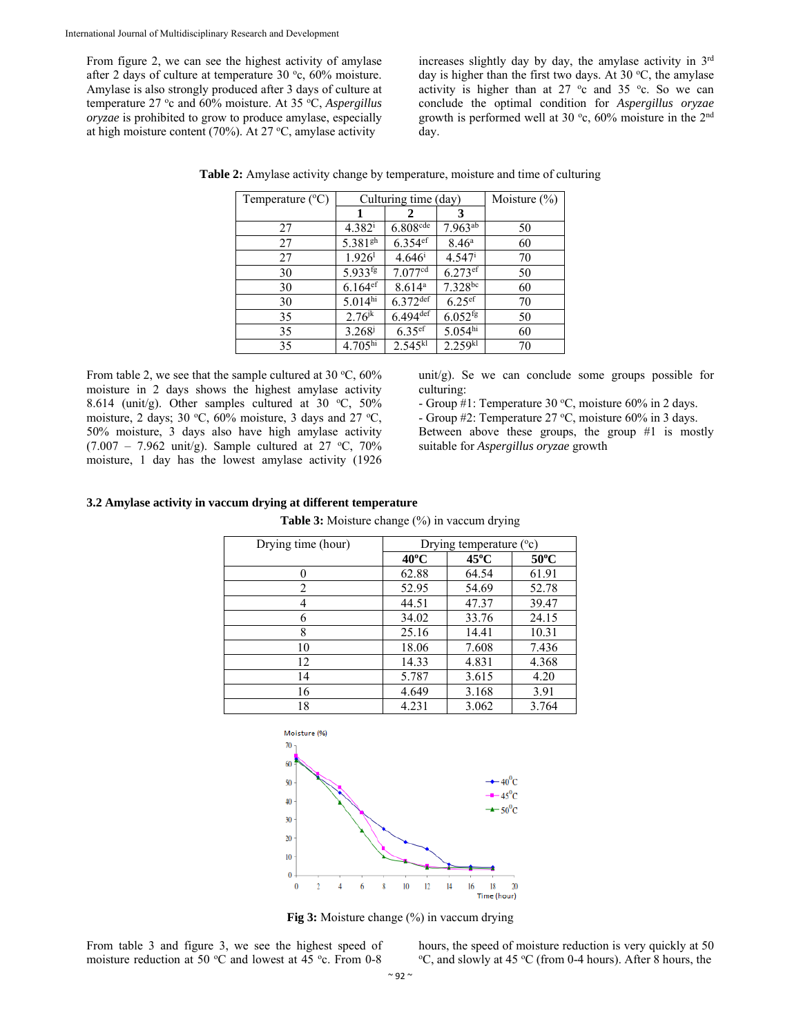From figure 2, we can see the highest activity of amylase after 2 days of culture at temperature 30 °c, 60% moisture. Amylase is also strongly produced after 3 days of culture at temperature 27 °c and 60% moisture. At 35 °C, *Aspergillus oryzae* is prohibited to grow to produce amylase, especially at high moisture content (70%). At 27 °C, amylase activity increases slightly day by day, the amylase activity in 3rd day is higher than the first two days. At 30 °C, the amylase activity is higher than at 27 °c and 35 °c. So we can conclude the optimal condition for *Aspergillus oryzae* growth is performed well at 30 °c, 60% moisture in the 2nd day.

**Table 2:** Amylase activity change by temperature, moisture and time of culturing

| Temperature (°C) | Culturing time (day) | | | Moisture (%) |
|---|---|---|---|---|
| | **1** | **2** | **3** | |
| 27 | $4.382^{i}$ | $6.808^{cde}$ | $7.963^{ab}$ | 50 |
| 27 | $5.381^{gh}$ | $6.354^{ef}$ | $8.46^{a}$ | 60 |
| 27 | $1.926^{l}$ | $4.646^{i}$ | $4.547^{i}$ | 70 |
| 30 | $5.933^{fg}$ | $7.077^{cd}$ | $6.273^{ef}$ | 50 |
| 30 | $6.164^{ef}$ | $8.614^{a}$ | $7.328^{bc}$ | 60 |
| 30 | $5.014^{hi}$ | $6.372^{def}$ | $6.25^{ef}$ | 70 |
| 35 | $2.76^{jk}$ | $6.494^{def}$ | $6.052^{fg}$ | 50 |
| 35 | $3.268^{j}$ | $6.35^{ef}$ | $5.054^{hi}$ | 60 |
| 35 | $4.705^{hi}$ | $2.545^{kl}$ | $2.259^{kl}$ | 70 |

From table 2, we see that the sample cultured at 30 °C, 60% moisture in 2 days shows the highest amylase activity 8.614 (unit/g). Other samples cultured at 30 °C, 50% moisture, 2 days; 30 °C, 60% moisture, 3 days and 27 °C, 50% moisture, 3 days also have high amylase activity (7.007 – 7.962 unit/g). Sample cultured at 27 °C, 70% moisture, 1 day has the lowest amylase activity (1926 unit/g). Se we can conclude some groups possible for culturing:

- Group #1: Temperature 30 °C, moisture 60% in 2 days.
- Group #2: Temperature 27 °C, moisture 60% in 3 days.

Between above these groups, the group #1 is mostly suitable for *Aspergillus oryzae* growth

### 3.2 Amylase activity in vaccum drying at different temperature

**Table 3:** Moisture change (%) in vaccum drying

| Drying time (hour) | Drying temperature (°c) | | |
|---|---|---|---|
| | **40°C** | **45°C** | **50°C** |
| 0 | 62.88 | 64.54 | 61.91 |
| 2 | 52.95 | 54.69 | 52.78 |
| 4 | 44.51 | 47.37 | 39.47 |
| 6 | 34.02 | 33.76 | 24.15 |
| 8 | 25.16 | 14.41 | 10.31 |
| 10 | 18.06 | 7.608 | 7.436 |
| 12 | 14.33 | 4.831 | 4.368 |
| 14 | 5.787 | 3.615 | 4.20 |
| 16 | 4.649 | 3.168 | 3.91 |
| 18 | 4.231 | 3.062 | 3.764 |

**Fig 3:** Moisture change (%) in vaccum drying

From table 3 and figure 3, we see the highest speed of moisture reduction at 50 °C and lowest at 45 °c. From 0-8 hours, the speed of moisture reduction is very quickly at 50 °C, and slowly at 45 °C (from 0-4 hours). After 8 hours, the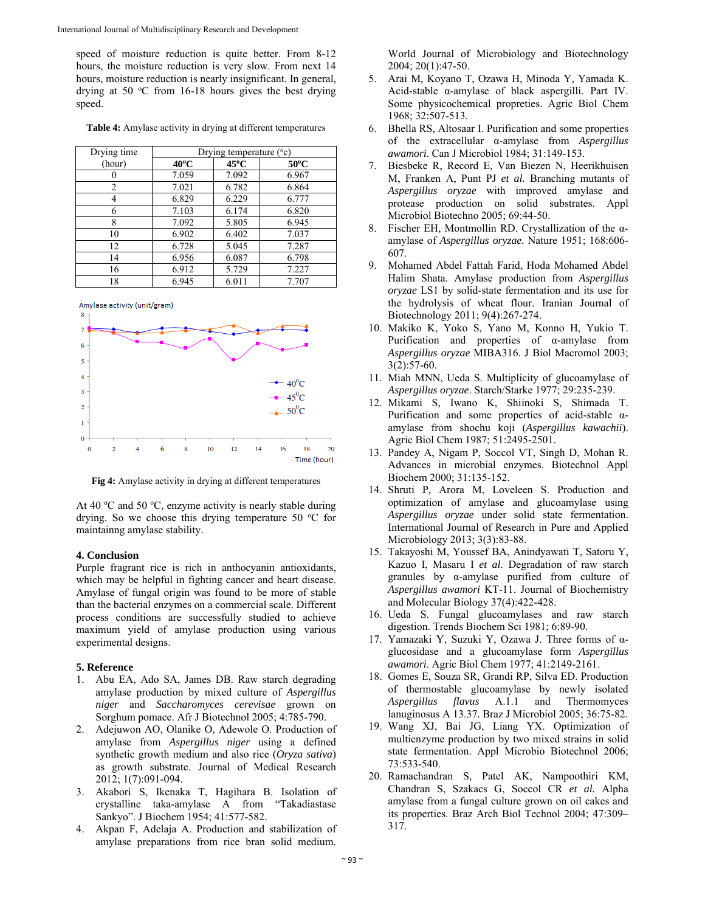speed of moisture reduction is quite better. From 8-12 hours, the moisture reduction is very slow. From next 14 hours, moisture reduction is nearly insignificant. In general, drying at 50 ºC from 16-18 hours gives the best drying speed.

**Table 4:** Amylase activity in drying at different temperatures

| Drying time (hour) | Drying temperature (ºc) | | |
|---|---|---|---|
| | **40ºC** | **45ºC** | **50ºC** |
| 0 | 7.059 | 7.092 | 6.967 |
| 2 | 7.021 | 6.782 | 6.864 |
| 4 | 6.829 | 6.229 | 6.777 |
| 6 | 7.103 | 6.174 | 6.820 |
| 8 | 7.092 | 5.805 | 6.945 |
| 10 | 6.902 | 6.402 | 7.037 |
| 12 | 6.728 | 5.045 | 7.287 |
| 14 | 6.956 | 6.087 | 6.798 |
| 16 | 6.912 | 5.729 | 7.227 |
| 18 | 6.945 | 6.011 | 7.707 |

Amylase activity (unit/gram)

8
7
6
5
4
3
2
1
0

0 2 4 6 8 10 12 14 16 18 20

Time (hour)

40ºC
45ºC
50ºC

**Fig 4:** Amylase activity in drying at different temperatures

At 40 ºC and 50 ºC, enzyme activity is nearly stable during drying. So we choose this drying temperature 50 ºC for maintainng amylase stability.

## 4. Conclusion

Purple fragrant rice is rich in anthocyanin antioxidants, which may be helpful in fighting cancer and heart disease. Amylase of fungal origin was found to be more of stable than the bacterial enzymes on a commercial scale. Different process conditions are successfully studied to achieve maximum yield of amylase production using various experimental designs.

## 5. Reference

1. Abu EA, Ado SA, James DB. Raw starch degrading amylase production by mixed culture of *Aspergillus niger* and *Saccharomyces cerevisae* grown on Sorghum pomace. Afr J Biotechnol 2005; 4:785-790.
2. Adejuwon AO, Olanike O, Adewole O. Production of amylase from *Aspergillus niger* using a defined synthetic growth medium and also rice (*Oryza sativa*) as growth substrate. Journal of Medical Research 2012; 1(7):091-094.
3. Akabori S, Ikenaka T, Hagihara B. Isolation of crystalline taka-amylase A from "Takadiastase Sankyo". J Biochem 1954; 41:577-582.
4. Akpan F, Adelaja A. Production and stabilization of amylase preparations from rice bran solid medium. World Journal of Microbiology and Biotechnology 2004; 20(1):47-50.
5. Arai M, Koyano T, Ozawa H, Minoda Y, Yamada K. Acid-stable α-amylase of black aspergilli. Part IV. Some physicochemical propreties. Agric Biol Chem 1968; 32:507-513.
6. Bhella RS, Altosaar I. Purification and some properties of the extracellular α-amylase from *Aspergillus awamori*. Can J Microbiol 1984; 31:149-153.
7. Biesbeke R, Record E, Van Biezen N, Heerikhuisen M, Franken A, Punt PJ *et al.* Branching mutants of *Aspergillus oryzae* with improved amylase and protease production on solid substrates. Appl Microbiol Biotechno 2005; 69:44-50.
8. Fischer EH, Montmollin RD. Crystallization of the α-amylase of *Aspergillus oryzae*. Nature 1951; 168:606-607.
9. Mohamed Abdel Fattah Farid, Hoda Mohamed Abdel Halim Shata. Amylase production from *Aspergillus oryzae* LS1 by solid-state fermentation and its use for the hydrolysis of wheat flour. Iranian Journal of Biotechnology 2011; 9(4):267-274.
10. Makiko K, Yoko S, Yano M, Konno H, Yukio T. Purification and properties of α-amylase from *Aspergillus oryzae* MIBA316. J Biol Macromol 2003; 3(2):57-60.
11. Miah MNN, Ueda S. Multiplicity of glucoamylase of *Aspergillus oryzae*. Starch/Starke 1977; 29:235-239.
12. Mikami S, Iwano K, Shiinoki S, Shimada T. Purification and some properties of acid-stable α-amylase from shochu koji (*Aspergillus kawachii*). Agric Biol Chem 1987; 51:2495-2501.
13. Pandey A, Nigam P, Soccol VT, Singh D, Mohan R. Advances in microbial enzymes. Biotechnol Appl Biochem 2000; 31:135-152.
14. Shruti P, Arora M, Loveleen S. Production and optimization of amylase and glucoamylase using *Aspergillus oryzae* under solid state fermentation. International Journal of Research in Pure and Applied Microbiology 2013; 3(3):83-88.
15. Takayoshi M, Youssef BA, Anindyawati T, Satoru Y, Kazuo I, Masaru I *et al.* Degradation of raw starch granules by α-amylase purified from culture of *Aspergillus awamori* KT-11. Journal of Biochemistry and Molecular Biology 37(4):422-428.
16. Ueda S. Fungal glucoamylases and raw starch digestion. Trends Biochem Sci 1981; 6:89-90.
17. Yamazaki Y, Suzuki Y, Ozawa J. Three forms of α-glucosidase and a glucoamylase form *Aspergillus awamori*. Agric Biol Chem 1977; 41:2149-2161.
18. Gomes E, Souza SR, Grandi RP, Silva ED. Production of thermostable glucoamylase by newly isolated *Aspergillus flavus* A.1.1 and Thermomyces lanuginosus A 13.37. Braz J Microbiol 2005; 36:75-82.
19. Wang XJ, Bai JG, Liang YX. Optimization of multienzyme production by two mixed strains in solid state fermentation. Appl Microbio Biotechnol 2006; 73:533-540.
20. Ramachandran S, Patel AK, Nampoothiri KM, Chandran S, Szakacs G, Soccol CR *et al.* Alpha amylase from a fungal culture grown on oil cakes and its properties. Braz Arch Biol Technol 2004; 47:309–317.